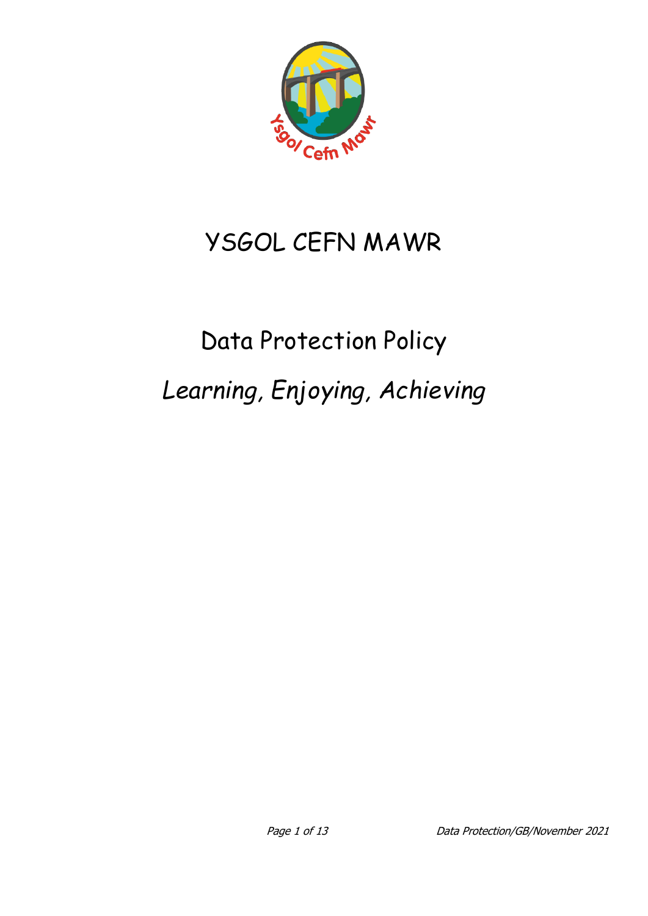# YSGOL CEFN MAWR

## Data Protection Policy

*Learning, Enjoying, Achieving*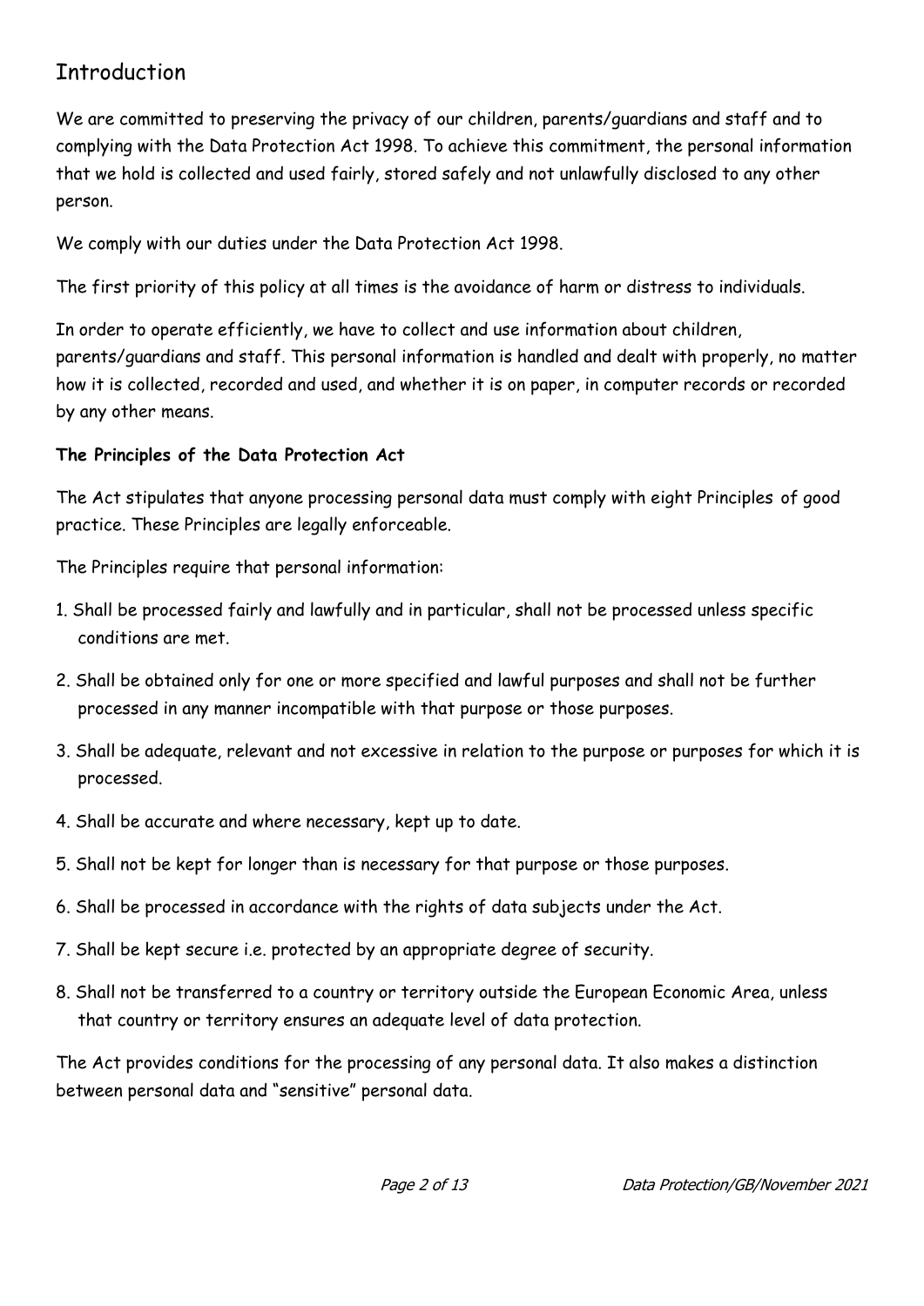## Introduction

We are committed to preserving the privacy of our children, parents/guardians and staff and to complying with the Data Protection Act 1998. To achieve this commitment, the personal information that we hold is collected and used fairly, stored safely and not unlawfully disclosed to any other person.

We comply with our duties under the Data Protection Act 1998.

The first priority of this policy at all times is the avoidance of harm or distress to individuals.

In order to operate efficiently, we have to collect and use information about children, parents/guardians and staff. This personal information is handled and dealt with properly, no matter how it is collected, recorded and used, and whether it is on paper, in computer records or recorded by any other means.

**The Principles of the Data Protection Act**

The Act stipulates that anyone processing personal data must comply with eight Principles of good practice. These Principles are legally enforceable.

The Principles require that personal information:

1. Shall be processed fairly and lawfully and in particular, shall not be processed unless specific conditions are met.
2. Shall be obtained only for one or more specified and lawful purposes and shall not be further processed in any manner incompatible with that purpose or those purposes.
3. Shall be adequate, relevant and not excessive in relation to the purpose or purposes for which it is processed.
4. Shall be accurate and where necessary, kept up to date.
5. Shall not be kept for longer than is necessary for that purpose or those purposes.
6. Shall be processed in accordance with the rights of data subjects under the Act.
7. Shall be kept secure i.e. protected by an appropriate degree of security.
8. Shall not be transferred to a country or territory outside the European Economic Area, unless that country or territory ensures an adequate level of data protection.

The Act provides conditions for the processing of any personal data. It also makes a distinction between personal data and "sensitive" personal data.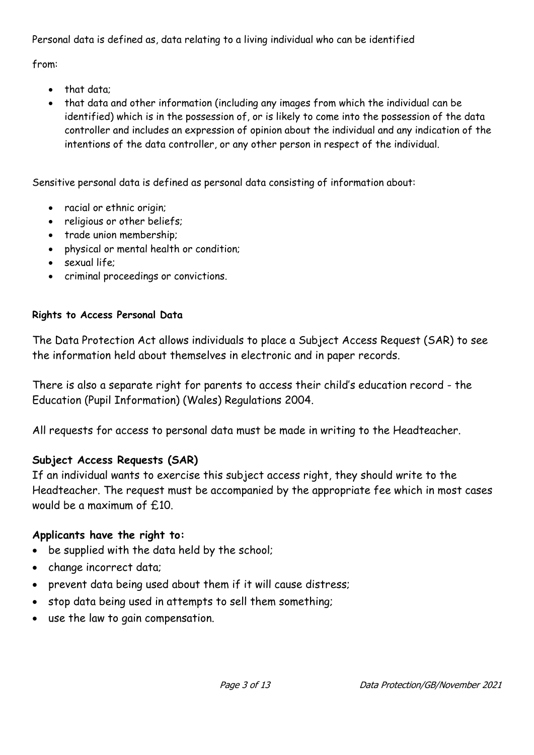Personal data is defined as, data relating to a living individual who can be identified

from:

- that data;
- that data and other information (including any images from which the individual can be identified) which is in the possession of, or is likely to come into the possession of the data controller and includes an expression of opinion about the individual and any indication of the intentions of the data controller, or any other person in respect of the individual.

Sensitive personal data is defined as personal data consisting of information about:

- racial or ethnic origin;
- religious or other beliefs;
- trade union membership;
- physical or mental health or condition;
- sexual life;
- criminal proceedings or convictions.

**Rights to Access Personal Data**

The Data Protection Act allows individuals to place a Subject Access Request (SAR) to see the information held about themselves in electronic and in paper records.

There is also a separate right for parents to access their child's education record - the Education (Pupil Information) (Wales) Regulations 2004.

All requests for access to personal data must be made in writing to the Headteacher.

**Subject Access Requests (SAR)**

If an individual wants to exercise this subject access right, they should write to the Headteacher. The request must be accompanied by the appropriate fee which in most cases would be a maximum of £10.

**Applicants have the right to:**

- be supplied with the data held by the school;
- change incorrect data;
- prevent data being used about them if it will cause distress;
- stop data being used in attempts to sell them something;
- use the law to gain compensation.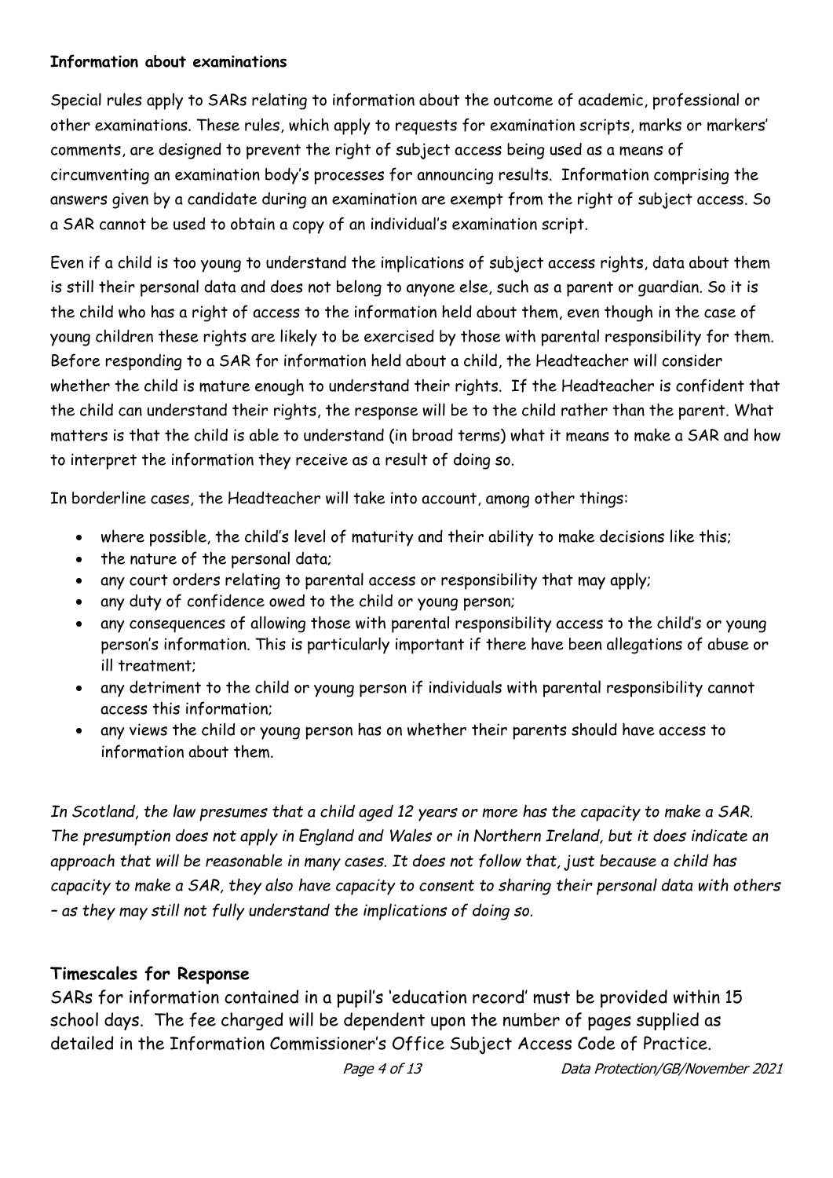**Information about examinations**

Special rules apply to SARs relating to information about the outcome of academic, professional or other examinations. These rules, which apply to requests for examination scripts, marks or markers' comments, are designed to prevent the right of subject access being used as a means of circumventing an examination body's processes for announcing results. Information comprising the answers given by a candidate during an examination are exempt from the right of subject access. So a SAR cannot be used to obtain a copy of an individual's examination script.

Even if a child is too young to understand the implications of subject access rights, data about them is still their personal data and does not belong to anyone else, such as a parent or guardian. So it is the child who has a right of access to the information held about them, even though in the case of young children these rights are likely to be exercised by those with parental responsibility for them. Before responding to a SAR for information held about a child, the Headteacher will consider whether the child is mature enough to understand their rights. If the Headteacher is confident that the child can understand their rights, the response will be to the child rather than the parent. What matters is that the child is able to understand (in broad terms) what it means to make a SAR and how to interpret the information they receive as a result of doing so.

In borderline cases, the Headteacher will take into account, among other things:

- where possible, the child's level of maturity and their ability to make decisions like this;
- the nature of the personal data;
- any court orders relating to parental access or responsibility that may apply;
- any duty of confidence owed to the child or young person;
- any consequences of allowing those with parental responsibility access to the child's or young person's information. This is particularly important if there have been allegations of abuse or ill treatment;
- any detriment to the child or young person if individuals with parental responsibility cannot access this information;
- any views the child or young person has on whether their parents should have access to information about them.

*In Scotland, the law presumes that a child aged 12 years or more has the capacity to make a SAR. The presumption does not apply in England and Wales or in Northern Ireland, but it does indicate an approach that will be reasonable in many cases. It does not follow that, just because a child has capacity to make a SAR, they also have capacity to consent to sharing their personal data with others – as they may still not fully understand the implications of doing so.*

## Timescales for Response

SARs for information contained in a pupil's 'education record' must be provided within 15 school days. The fee charged will be dependent upon the number of pages supplied as detailed in the Information Commissioner's Office Subject Access Code of Practice.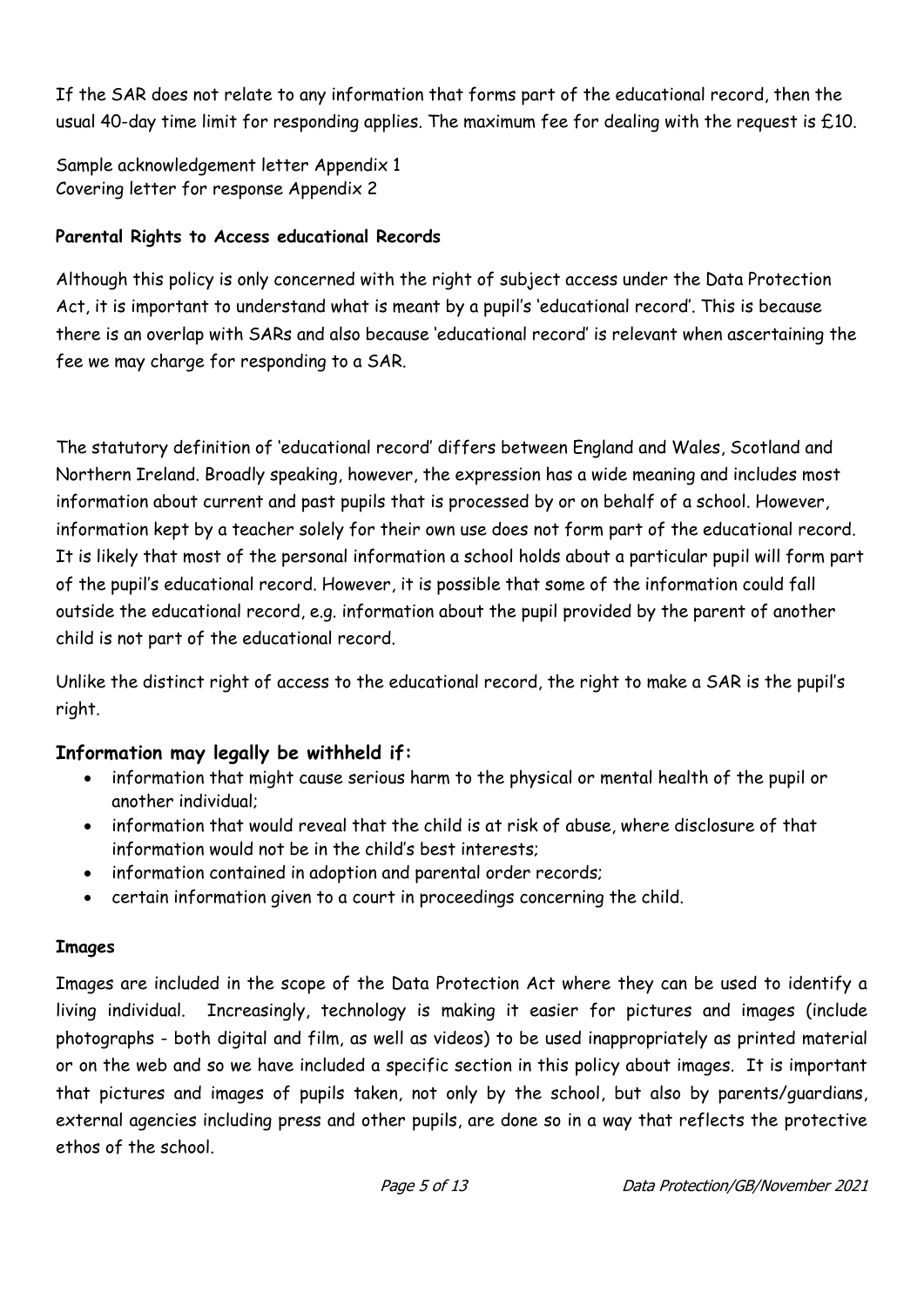If the SAR does not relate to any information that forms part of the educational record, then the usual 40-day time limit for responding applies. The maximum fee for dealing with the request is £10.

Sample acknowledgement letter Appendix 1
Covering letter for response Appendix 2

**Parental Rights to Access educational Records**

Although this policy is only concerned with the right of subject access under the Data Protection Act, it is important to understand what is meant by a pupil's 'educational record'. This is because there is an overlap with SARs and also because 'educational record' is relevant when ascertaining the fee we may charge for responding to a SAR.

The statutory definition of 'educational record' differs between England and Wales, Scotland and Northern Ireland. Broadly speaking, however, the expression has a wide meaning and includes most information about current and past pupils that is processed by or on behalf of a school. However, information kept by a teacher solely for their own use does not form part of the educational record. It is likely that most of the personal information a school holds about a particular pupil will form part of the pupil's educational record. However, it is possible that some of the information could fall outside the educational record, e.g. information about the pupil provided by the parent of another child is not part of the educational record.

Unlike the distinct right of access to the educational record, the right to make a SAR is the pupil's right.

## Information may legally be withheld if:

- information that might cause serious harm to the physical or mental health of the pupil or another individual;
- information that would reveal that the child is at risk of abuse, where disclosure of that information would not be in the child's best interests;
- information contained in adoption and parental order records;
- certain information given to a court in proceedings concerning the child.

**Images**

Images are included in the scope of the Data Protection Act where they can be used to identify a living individual. Increasingly, technology is making it easier for pictures and images (include photographs - both digital and film, as well as videos) to be used inappropriately as printed material or on the web and so we have included a specific section in this policy about images. It is important that pictures and images of pupils taken, not only by the school, but also by parents/guardians, external agencies including press and other pupils, are done so in a way that reflects the protective ethos of the school.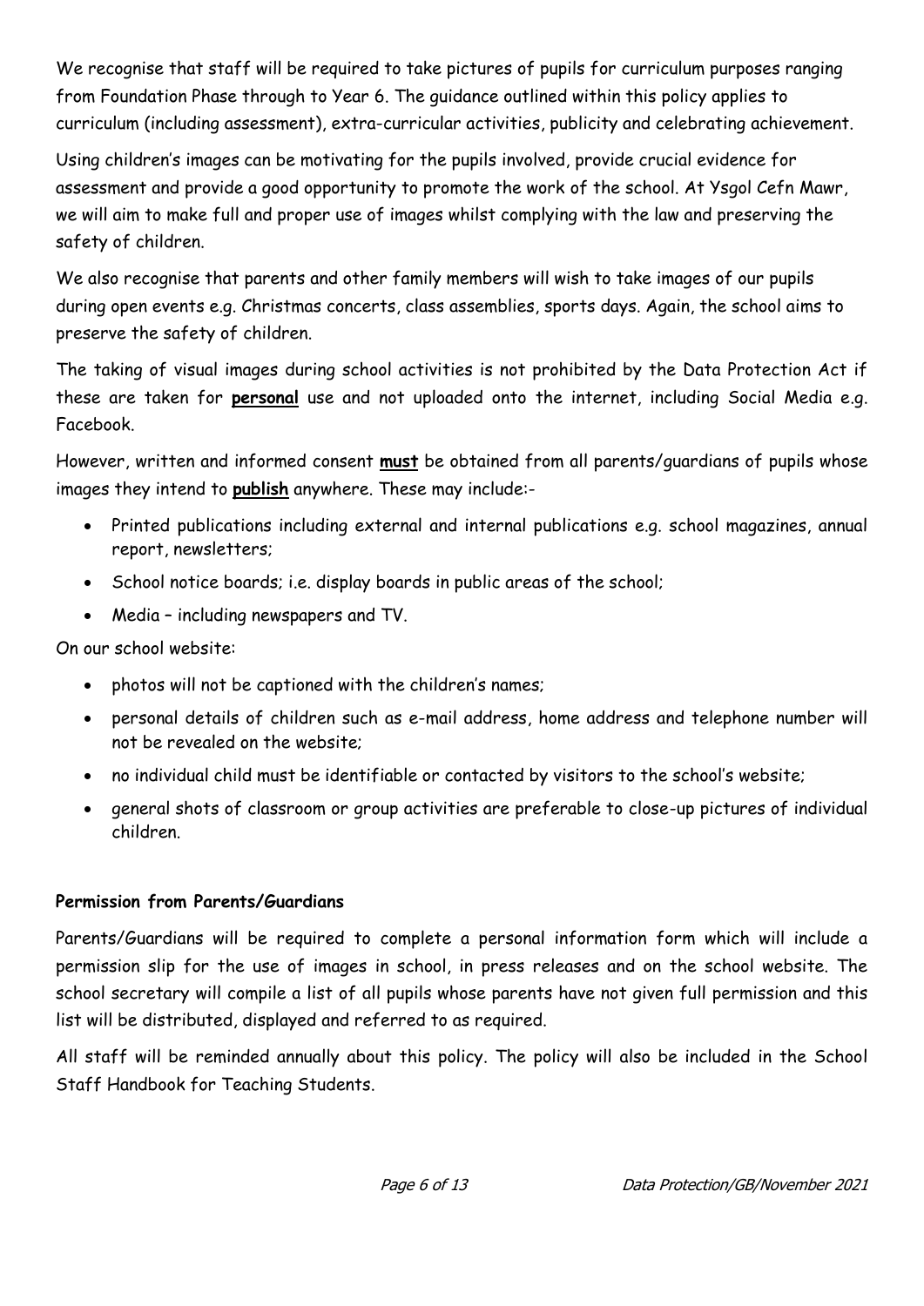We recognise that staff will be required to take pictures of pupils for curriculum purposes ranging from Foundation Phase through to Year 6. The guidance outlined within this policy applies to curriculum (including assessment), extra-curricular activities, publicity and celebrating achievement.

Using children's images can be motivating for the pupils involved, provide crucial evidence for assessment and provide a good opportunity to promote the work of the school. At Ysgol Cefn Mawr, we will aim to make full and proper use of images whilst complying with the law and preserving the safety of children.

We also recognise that parents and other family members will wish to take images of our pupils during open events e.g. Christmas concerts, class assemblies, sports days. Again, the school aims to preserve the safety of children.

The taking of visual images during school activities is not prohibited by the Data Protection Act if these are taken for **personal** use and not uploaded onto the internet, including Social Media e.g. Facebook.

However, written and informed consent **must** be obtained from all parents/guardians of pupils whose images they intend to **publish** anywhere. These may include:-

- Printed publications including external and internal publications e.g. school magazines, annual report, newsletters;
- School notice boards; i.e. display boards in public areas of the school;
- Media – including newspapers and TV.

On our school website:

- photos will not be captioned with the children's names;
- personal details of children such as e-mail address, home address and telephone number will not be revealed on the website;
- no individual child must be identifiable or contacted by visitors to the school's website;
- general shots of classroom or group activities are preferable to close-up pictures of individual children.

**Permission from Parents/Guardians**

Parents/Guardians will be required to complete a personal information form which will include a permission slip for the use of images in school, in press releases and on the school website. The school secretary will compile a list of all pupils whose parents have not given full permission and this list will be distributed, displayed and referred to as required.

All staff will be reminded annually about this policy. The policy will also be included in the School Staff Handbook for Teaching Students.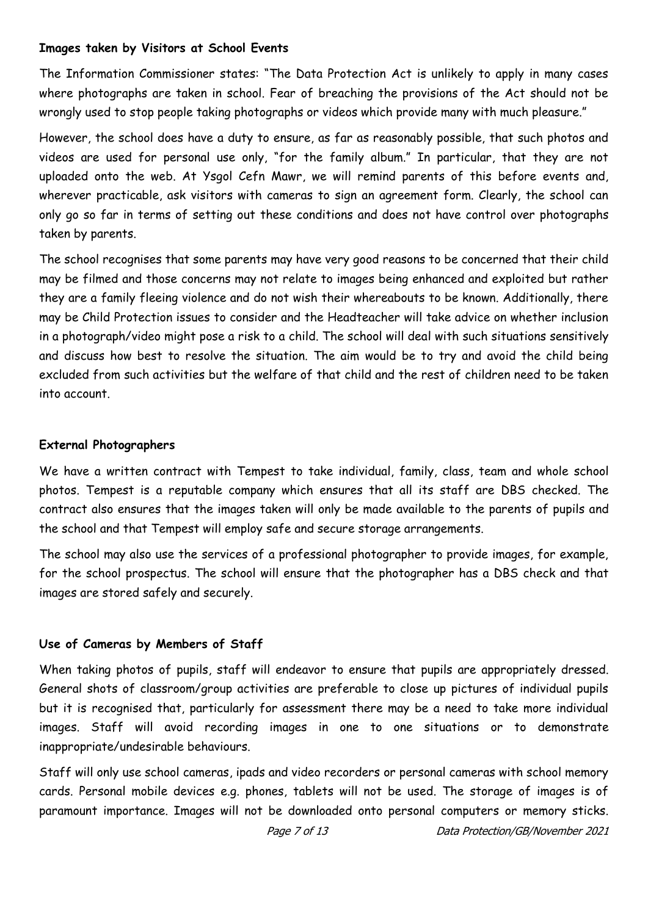### Images taken by Visitors at School Events

The Information Commissioner states: "The Data Protection Act is unlikely to apply in many cases where photographs are taken in school. Fear of breaching the provisions of the Act should not be wrongly used to stop people taking photographs or videos which provide many with much pleasure."

However, the school does have a duty to ensure, as far as reasonably possible, that such photos and videos are used for personal use only, "for the family album." In particular, that they are not uploaded onto the web. At Ysgol Cefn Mawr, we will remind parents of this before events and, wherever practicable, ask visitors with cameras to sign an agreement form. Clearly, the school can only go so far in terms of setting out these conditions and does not have control over photographs taken by parents.

The school recognises that some parents may have very good reasons to be concerned that their child may be filmed and those concerns may not relate to images being enhanced and exploited but rather they are a family fleeing violence and do not wish their whereabouts to be known. Additionally, there may be Child Protection issues to consider and the Headteacher will take advice on whether inclusion in a photograph/video might pose a risk to a child. The school will deal with such situations sensitively and discuss how best to resolve the situation. The aim would be to try and avoid the child being excluded from such activities but the welfare of that child and the rest of children need to be taken into account.

### External Photographers

We have a written contract with Tempest to take individual, family, class, team and whole school photos. Tempest is a reputable company which ensures that all its staff are DBS checked. The contract also ensures that the images taken will only be made available to the parents of pupils and the school and that Tempest will employ safe and secure storage arrangements.

The school may also use the services of a professional photographer to provide images, for example, for the school prospectus. The school will ensure that the photographer has a DBS check and that images are stored safely and securely.

### Use of Cameras by Members of Staff

When taking photos of pupils, staff will endeavor to ensure that pupils are appropriately dressed. General shots of classroom/group activities are preferable to close up pictures of individual pupils but it is recognised that, particularly for assessment there may be a need to take more individual images. Staff will avoid recording images in one to one situations or to demonstrate inappropriate/undesirable behaviours.

Staff will only use school cameras, ipads and video recorders or personal cameras with school memory cards. Personal mobile devices e.g. phones, tablets will not be used. The storage of images is of paramount importance. Images will not be downloaded onto personal computers or memory sticks.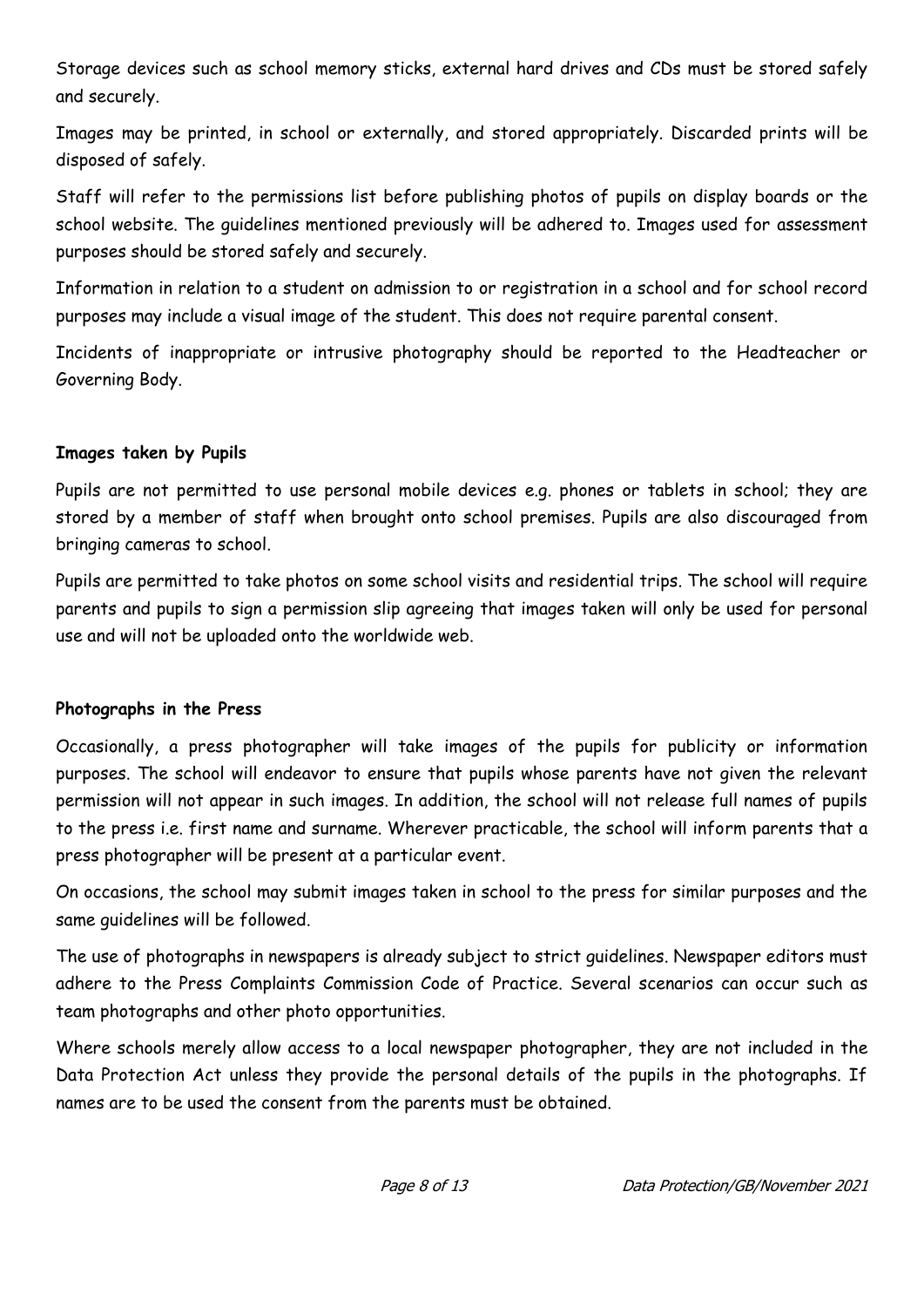Storage devices such as school memory sticks, external hard drives and CDs must be stored safely and securely.

Images may be printed, in school or externally, and stored appropriately. Discarded prints will be disposed of safely.

Staff will refer to the permissions list before publishing photos of pupils on display boards or the school website. The guidelines mentioned previously will be adhered to. Images used for assessment purposes should be stored safely and securely.

Information in relation to a student on admission to or registration in a school and for school record purposes may include a visual image of the student. This does not require parental consent.

Incidents of inappropriate or intrusive photography should be reported to the Headteacher or Governing Body.

**Images taken by Pupils**

Pupils are not permitted to use personal mobile devices e.g. phones or tablets in school; they are stored by a member of staff when brought onto school premises. Pupils are also discouraged from bringing cameras to school.

Pupils are permitted to take photos on some school visits and residential trips. The school will require parents and pupils to sign a permission slip agreeing that images taken will only be used for personal use and will not be uploaded onto the worldwide web.

**Photographs in the Press**

Occasionally, a press photographer will take images of the pupils for publicity or information purposes. The school will endeavor to ensure that pupils whose parents have not given the relevant permission will not appear in such images. In addition, the school will not release full names of pupils to the press i.e. first name and surname. Wherever practicable, the school will inform parents that a press photographer will be present at a particular event.

On occasions, the school may submit images taken in school to the press for similar purposes and the same guidelines will be followed.

The use of photographs in newspapers is already subject to strict guidelines. Newspaper editors must adhere to the Press Complaints Commission Code of Practice. Several scenarios can occur such as team photographs and other photo opportunities.

Where schools merely allow access to a local newspaper photographer, they are not included in the Data Protection Act unless they provide the personal details of the pupils in the photographs. If names are to be used the consent from the parents must be obtained.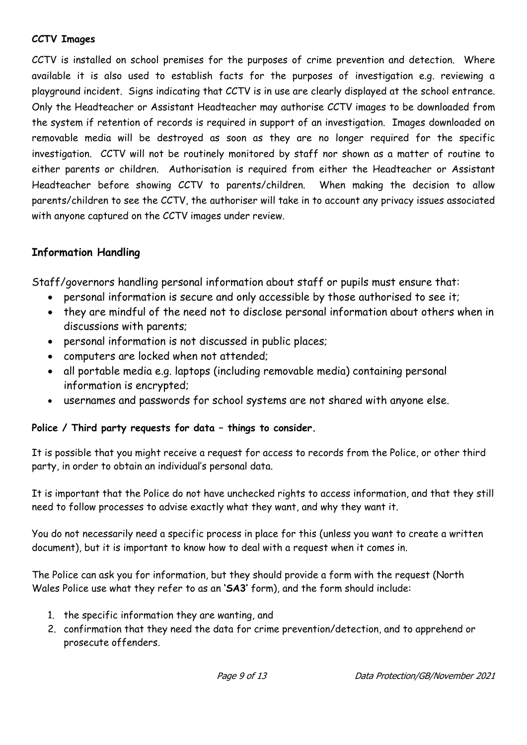**CCTV Images**

CCTV is installed on school premises for the purposes of crime prevention and detection. Where available it is also used to establish facts for the purposes of investigation e.g. reviewing a playground incident. Signs indicating that CCTV is in use are clearly displayed at the school entrance. Only the Headteacher or Assistant Headteacher may authorise CCTV images to be downloaded from the system if retention of records is required in support of an investigation. Images downloaded on removable media will be destroyed as soon as they are no longer required for the specific investigation. CCTV will not be routinely monitored by staff nor shown as a matter of routine to either parents or children. Authorisation is required from either the Headteacher or Assistant Headteacher before showing CCTV to parents/children. When making the decision to allow parents/children to see the CCTV, the authoriser will take in to account any privacy issues associated with anyone captured on the CCTV images under review.

## Information Handling

Staff/governors handling personal information about staff or pupils must ensure that:

- personal information is secure and only accessible by those authorised to see it;
- they are mindful of the need not to disclose personal information about others when in discussions with parents;
- personal information is not discussed in public places;
- computers are locked when not attended;
- all portable media e.g. laptops (including removable media) containing personal information is encrypted;
- usernames and passwords for school systems are not shared with anyone else.

**Police / Third party requests for data – things to consider.**

It is possible that you might receive a request for access to records from the Police, or other third party, in order to obtain an individual's personal data.

It is important that the Police do not have unchecked rights to access information, and that they still need to follow processes to advise exactly what they want, and why they want it.

You do not necessarily need a specific process in place for this (unless you want to create a written document), but it is important to know how to deal with a request when it comes in.

The Police can ask you for information, but they should provide a form with the request (North Wales Police use what they refer to as an **'SA3'** form), and the form should include:

1. the specific information they are wanting, and
2. confirmation that they need the data for crime prevention/detection, and to apprehend or prosecute offenders.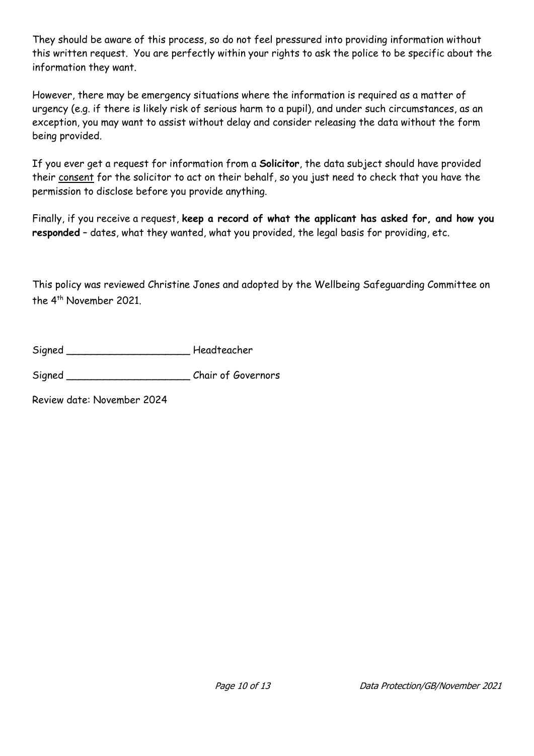They should be aware of this process, so do not feel pressured into providing information without this written request. You are perfectly within your rights to ask the police to be specific about the information they want.

However, there may be emergency situations where the information is required as a matter of urgency (e.g. if there is likely risk of serious harm to a pupil), and under such circumstances, as an exception, you may want to assist without delay and consider releasing the data without the form being provided.

If you ever get a request for information from a **Solicitor**, the data subject should have provided their consent for the solicitor to act on their behalf, so you just need to check that you have the permission to disclose before you provide anything.

Finally, if you receive a request, **keep a record of what the applicant has asked for, and how you responded** – dates, what they wanted, what you provided, the legal basis for providing, etc.

This policy was reviewed Christine Jones and adopted by the Wellbeing Safeguarding Committee on the 4th November 2021.

Signed ____________________ Headteacher

Signed ____________________ Chair of Governors

Review date: November 2024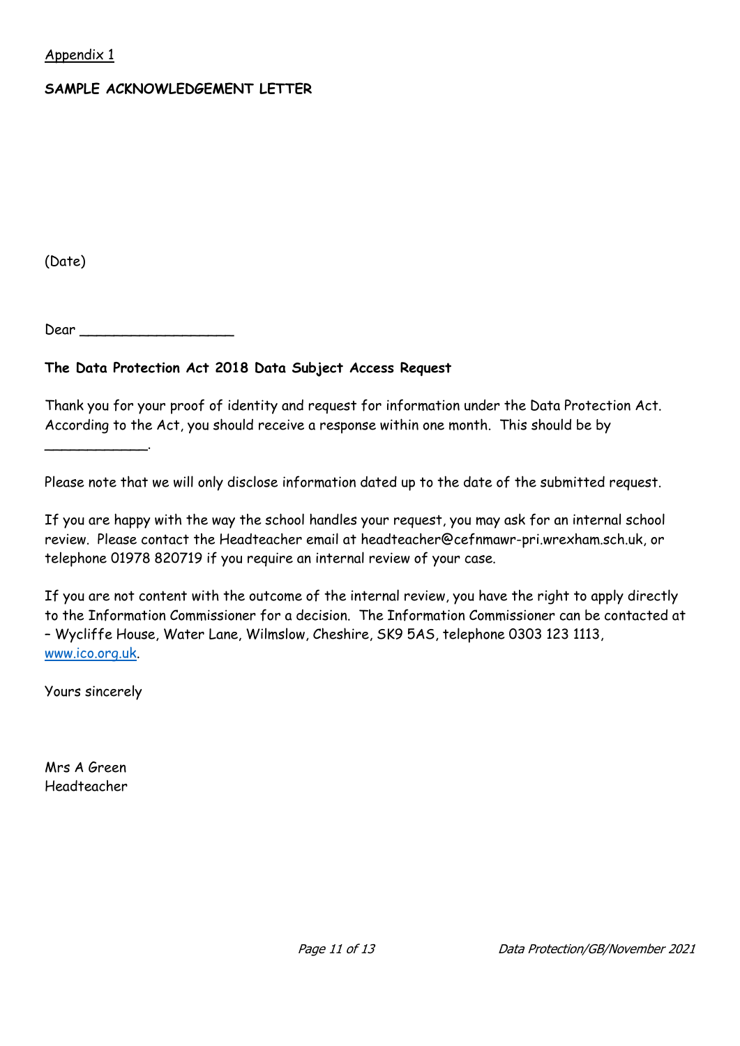Appendix 1

**SAMPLE ACKNOWLEDGEMENT LETTER**

(Date)

Dear ___________________

**The Data Protection Act 2018 Data Subject Access Request**

Thank you for your proof of identity and request for information under the Data Protection Act. According to the Act, you should receive a response within one month. This should be by _____________.

Please note that we will only disclose information dated up to the date of the submitted request.

If you are happy with the way the school handles your request, you may ask for an internal school review. Please contact the Headteacher email at headteacher@cefnmawr-pri.wrexham.sch.uk, or telephone 01978 820719 if you require an internal review of your case.

If you are not content with the outcome of the internal review, you have the right to apply directly to the Information Commissioner for a decision. The Information Commissioner can be contacted at – Wycliffe House, Water Lane, Wilmslow, Cheshire, SK9 5AS, telephone 0303 123 1113, [www.ico.org.uk](www.ico.org.uk).

Yours sincerely

Mrs A Green
Headteacher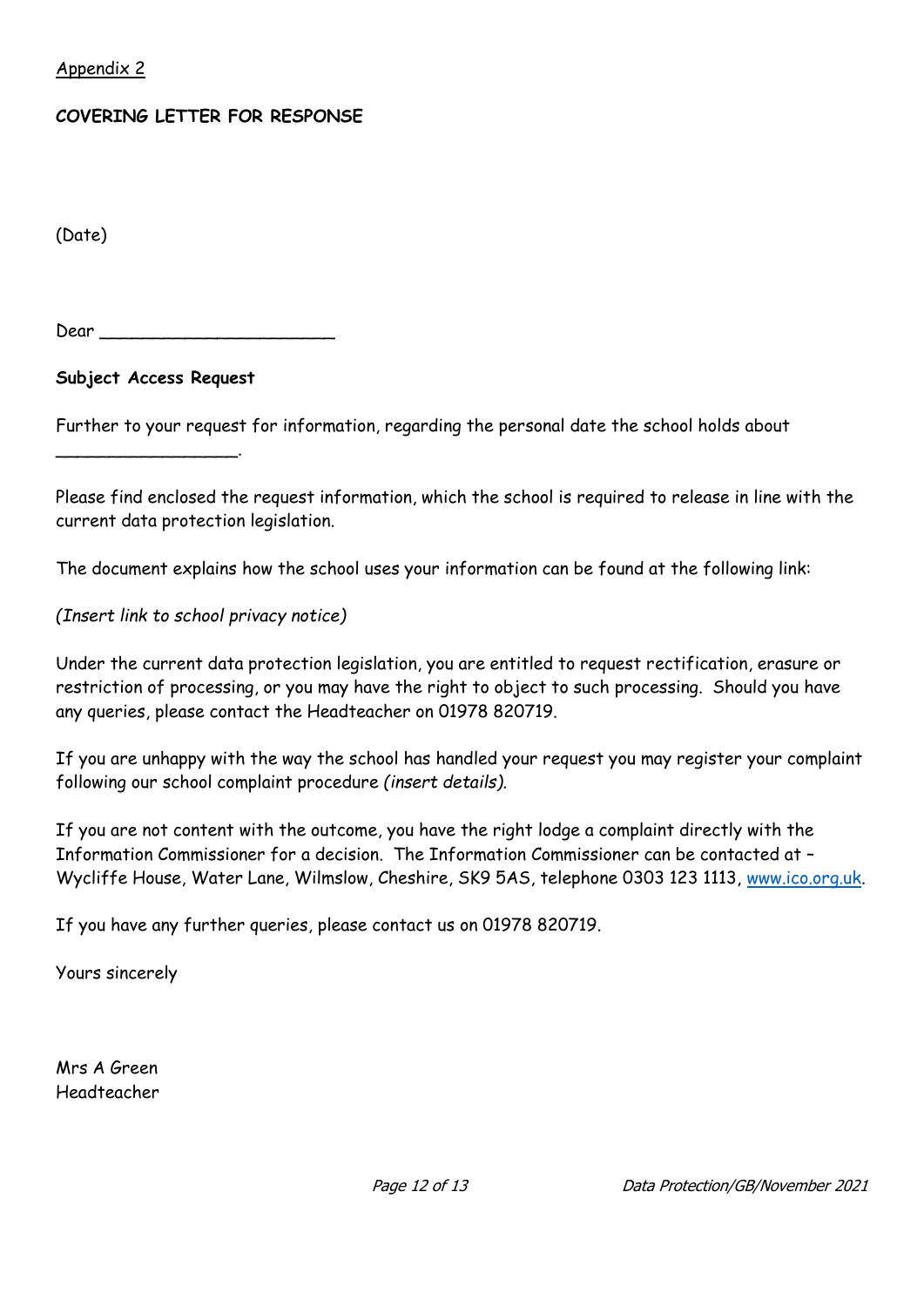Appendix 2

**COVERING LETTER FOR RESPONSE**

(Date)

Dear _______________________

**Subject Access Request**

Further to your request for information, regarding the personal date the school holds about _________________.

Please find enclosed the request information, which the school is required to release in line with the current data protection legislation.

The document explains how the school uses your information can be found at the following link:

*(Insert link to school privacy notice)*

Under the current data protection legislation, you are entitled to request rectification, erasure or restriction of processing, or you may have the right to object to such processing. Should you have any queries, please contact the Headteacher on 01978 820719.

If you are unhappy with the way the school has handled your request you may register your complaint following our school complaint procedure *(insert details).*

If you are not content with the outcome, you have the right lodge a complaint directly with the Information Commissioner for a decision. The Information Commissioner can be contacted at – Wycliffe House, Water Lane, Wilmslow, Cheshire, SK9 5AS, telephone 0303 123 1113, www.ico.org.uk.

If you have any further queries, please contact us on 01978 820719.

Yours sincerely

Mrs A Green
Headteacher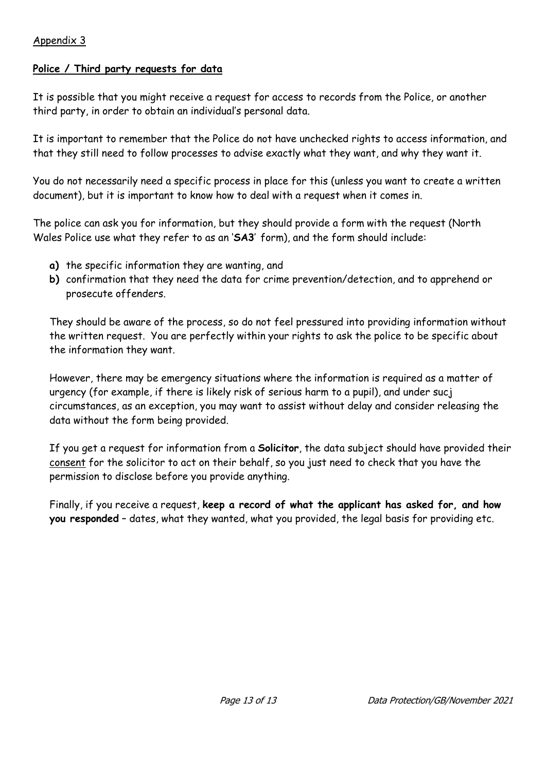Appendix 3

## Police / Third party requests for data

It is possible that you might receive a request for access to records from the Police, or another third party, in order to obtain an individual's personal data.

It is important to remember that the Police do not have unchecked rights to access information, and that they still need to follow processes to advise exactly what they want, and why they want it.

You do not necessarily need a specific process in place for this (unless you want to create a written document), but it is important to know how to deal with a request when it comes in.

The police can ask you for information, but they should provide a form with the request (North Wales Police use what they refer to as an '**SA3**' form), and the form should include:

- **a)** the specific information they are wanting, and
- **b)** confirmation that they need the data for crime prevention/detection, and to apprehend or prosecute offenders.

They should be aware of the process, so do not feel pressured into providing information without the written request. You are perfectly within your rights to ask the police to be specific about the information they want.

However, there may be emergency situations where the information is required as a matter of urgency (for example, if there is likely risk of serious harm to a pupil), and under sucj circumstances, as an exception, you may want to assist without delay and consider releasing the data without the form being provided.

If you get a request for information from a **Solicitor**, the data subject should have provided their consent for the solicitor to act on their behalf, so you just need to check that you have the permission to disclose before you provide anything.

Finally, if you receive a request, **keep a record of what the applicant has asked for, and how you responded** – dates, what they wanted, what you provided, the legal basis for providing etc.